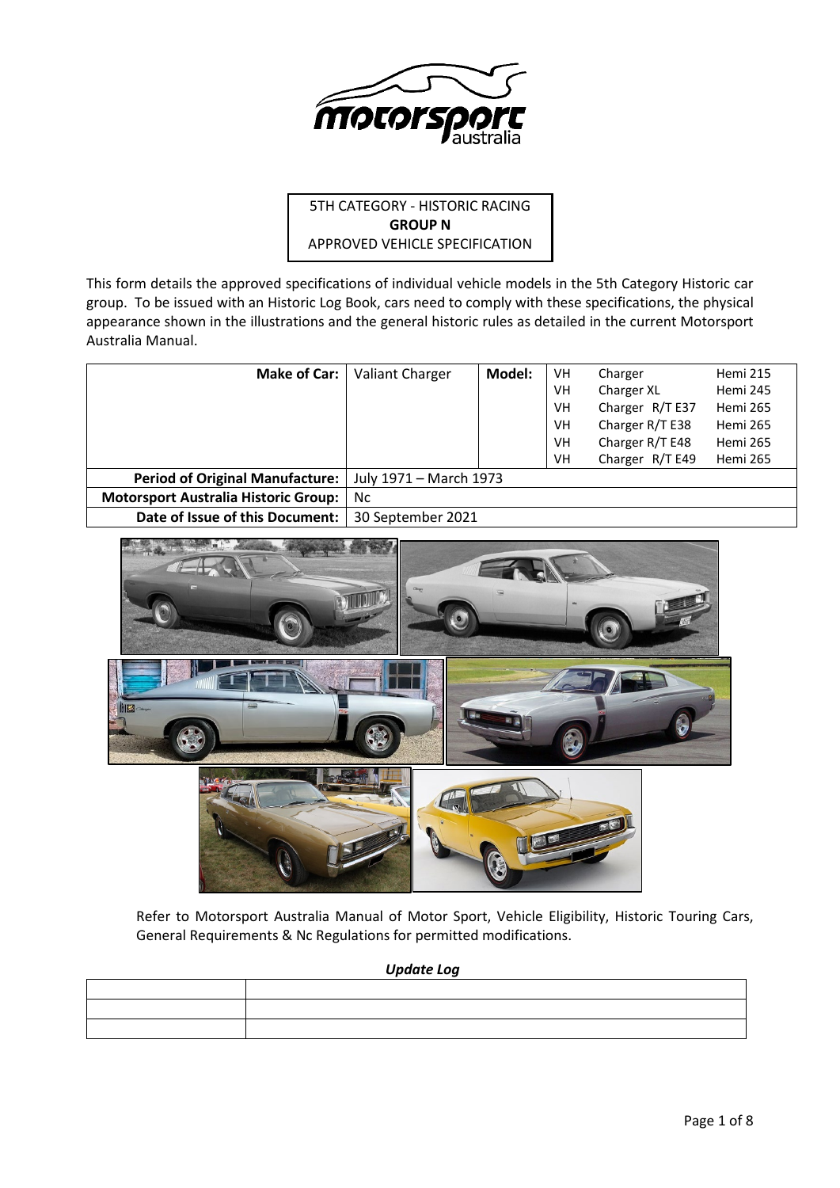5TH CATEGORY - HISTORIC RACING
**GROUP N**
APPROVED VEHICLE SPECIFICATION

This form details the approved specifications of individual vehicle models in the 5th Category Historic car group. To be issued with an Historic Log Book, cars need to comply with these specifications, the physical appearance shown in the illustrations and the general historic rules as detailed in the current Motorsport Australia Manual.

| **Make of Car:** | Valiant Charger | **Model:** | VH | Charger | Hemi 215 |
|---|---|---|---|---|---|
| | | | VH | Charger XL | Hemi 245 |
| | | | VH | Charger R/T E37 | Hemi 265 |
| | | | VH | Charger R/T E38 | Hemi 265 |
| | | | VH | Charger R/T E48 | Hemi 265 |
| | | | VH | Charger R/T E49 | Hemi 265 |
| **Period of Original Manufacture:** | July 1971 – March 1973 | | | | |
| **Motorsport Australia Historic Group:** | Nc | | | | |
| **Date of Issue of this Document:** | 30 September 2021 | | | | |

Refer to Motorsport Australia Manual of Motor Sport, Vehicle Eligibility, Historic Touring Cars, General Requirements & Nc Regulations for permitted modifications.

***Update Log***

| | |
|---|---|
| | |
| | |
| | |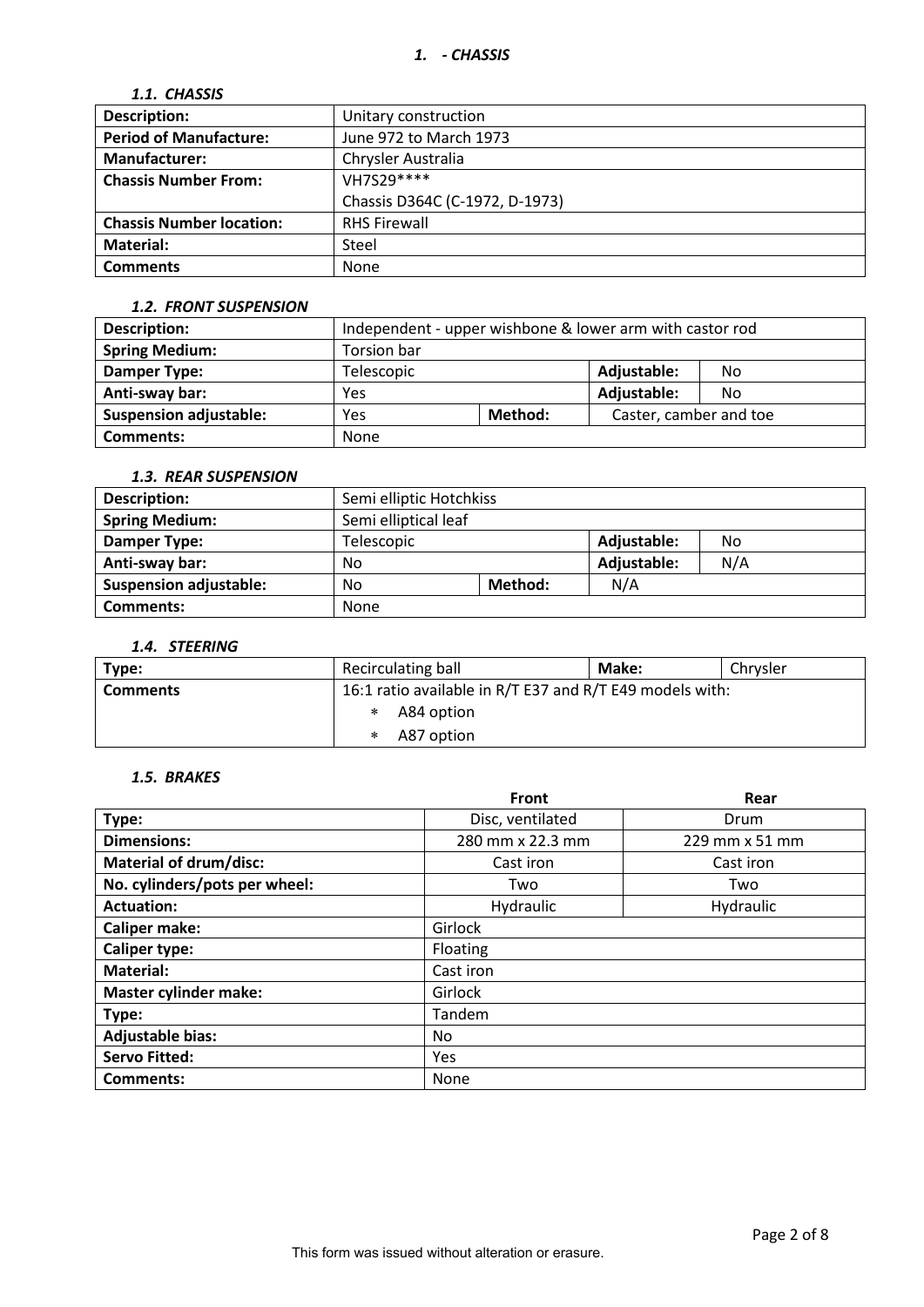# 1. - CHASSIS

### 1.1. CHASSIS

| | |
|---|---|
| **Description:** | Unitary construction |
| **Period of Manufacture:** | June 972 to March 1973 |
| **Manufacturer:** | Chrysler Australia |
| **Chassis Number From:** | VH7S29****<br>Chassis D364C (C-1972, D-1973) |
| **Chassis Number location:** | RHS Firewall |
| **Material:** | Steel |
| **Comments** | None |

### 1.2. FRONT SUSPENSION

| | | | | |
|---|---|---|---|---|
| **Description:** | Independent - upper wishbone & lower arm with castor rod | | | |
| **Spring Medium:** | Torsion bar | | | |
| **Damper Type:** | Telescopic | | **Adjustable:** | No |
| **Anti-sway bar:** | Yes | | **Adjustable:** | No |
| **Suspension adjustable:** | Yes | **Method:** | Caster, camber and toe | |
| **Comments:** | None | | | |

### 1.3. REAR SUSPENSION

| | | | | |
|---|---|---|---|---|
| **Description:** | Semi elliptic Hotchkiss | | | |
| **Spring Medium:** | Semi elliptical leaf | | | |
| **Damper Type:** | Telescopic | | **Adjustable:** | No |
| **Anti-sway bar:** | No | | **Adjustable:** | N/A |
| **Suspension adjustable:** | No | **Method:** | N/A | |
| **Comments:** | None | | | |

### 1.4. STEERING

| | | | |
|---|---|---|---|
| **Type:** | Recirculating ball | **Make:** | Chrysler |
| **Comments** | 16:1 ratio available in R/T E37 and R/T E49 models with:<br>* A84 option<br>* A87 option | | |

### 1.5. BRAKES

| | Front | Rear |
|---|---|---|
| **Type:** | Disc, ventilated | Drum |
| **Dimensions:** | 280 mm x 22.3 mm | 229 mm x 51 mm |
| **Material of drum/disc:** | Cast iron | Cast iron |
| **No. cylinders/pots per wheel:** | Two | Two |
| **Actuation:** | Hydraulic | Hydraulic |
| **Caliper make:** | Girlock | |
| **Caliper type:** | Floating | |
| **Material:** | Cast iron | |
| **Master cylinder make:** | Girlock | |
| **Type:** | Tandem | |
| **Adjustable bias:** | No | |
| **Servo Fitted:** | Yes | |
| **Comments:** | None | |

This form was issued without alteration or erasure.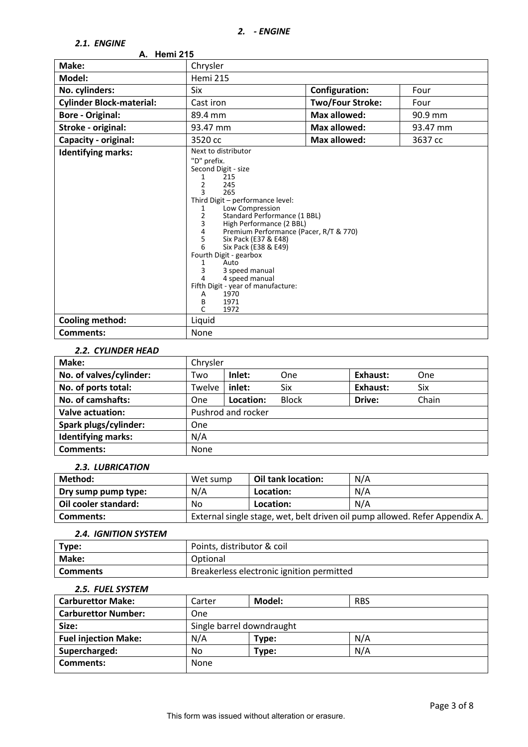## 2. - ENGINE

### *2.1. ENGINE*

**A. Hemi 215**

| **Make:** | Chrysler | | |
|---|---|---|---|
| **Model:** | Hemi 215 | | |
| **No. cylinders:** | Six | **Configuration:** | Four |
| **Cylinder Block-material:** | Cast iron | **Two/Four Stroke:** | Four |
| **Bore - Original:** | 89.4 mm | **Max allowed:** | 90.9 mm |
| **Stroke - original:** | 93.47 mm | **Max allowed:** | 93.47 mm |
| **Capacity - original:** | 3520 cc | **Max allowed:** | 3637 cc |
| **Identifying marks:** | Next to distributor<br>"D" prefix.<br>Second Digit - size<br>1 215<br>2 245<br>3 265<br>Third Digit – performance level:<br>1 Low Compression<br>2 Standard Performance (1 BBL)<br>3 High Performance (2 BBL)<br>4 Premium Performance (Pacer, R/T & 770)<br>5 Six Pack (E37 & E48)<br>6 Six Pack (E38 & E49)<br>Fourth Digit - gearbox<br>1 Auto<br>3 3 speed manual<br>4 4 speed manual<br>Fifth Digit - year of manufacture:<br>A 1970<br>B 1971<br>C 1972 | | |
| **Cooling method:** | Liquid | | |
| **Comments:** | None | | |

### *2.2. CYLINDER HEAD*

| **Make:** | Chrysler | | | | |
|---|---|---|---|---|---|
| **No. of valves/cylinder:** | Two | **Inlet:** | One | **Exhaust:** | One |
| **No. of ports total:** | Twelve | **inlet:** | Six | **Exhaust:** | Six |
| **No. of camshafts:** | One | **Location:** | Block | **Drive:** | Chain |
| **Valve actuation:** | Pushrod and rocker | | | | |
| **Spark plugs/cylinder:** | One | | | | |
| **Identifying marks:** | N/A | | | | |
| **Comments:** | None | | | | |

### *2.3. LUBRICATION*

| **Method:** | Wet sump | **Oil tank location:** | N/A |
|---|---|---|---|
| **Dry sump pump type:** | N/A | **Location:** | N/A |
| **Oil cooler standard:** | No | **Location:** | N/A |
| **Comments:** | External single stage, wet, belt driven oil pump allowed. Refer Appendix A. | | |

### *2.4. IGNITION SYSTEM*

| **Type:** | Points, distributor & coil |
|---|---|
| **Make:** | Optional |
| **Comments** | Breakerless electronic ignition permitted |

### *2.5. FUEL SYSTEM*

| **Carburettor Make:** | Carter | **Model:** | RBS |
|---|---|---|---|
| **Carburettor Number:** | One | | |
| **Size:** | Single barrel downdraught | | |
| **Fuel injection Make:** | N/A | **Type:** | N/A |
| **Supercharged:** | No | **Type:** | N/A |
| **Comments:** | None | | |

This form was issued without alteration or erasure.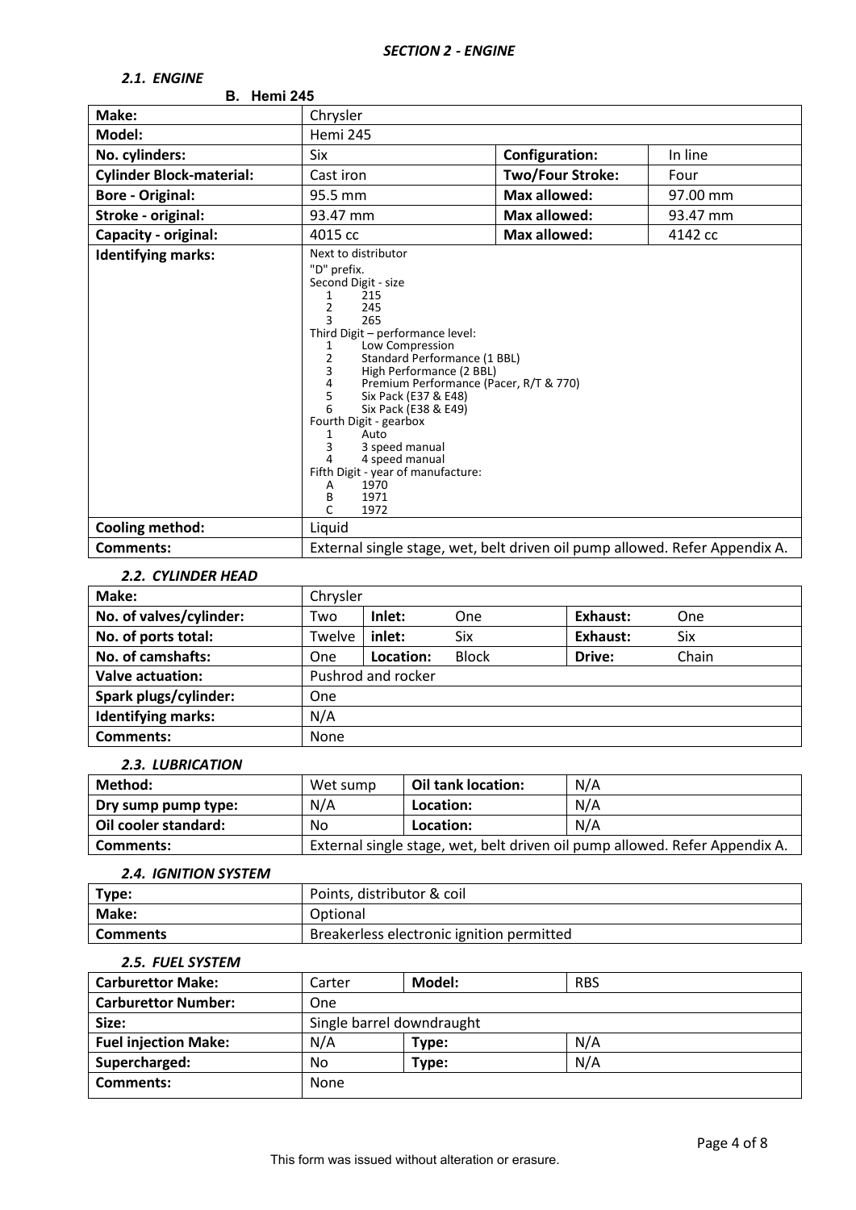## *SECTION 2 - ENGINE*

### *2.1. ENGINE*

**B. Hemi 245**

| **Make:** | Chrysler | | |
|---|---|---|---|
| **Model:** | Hemi 245 | | |
| **No. cylinders:** | Six | **Configuration:** | In line |
| **Cylinder Block-material:** | Cast iron | **Two/Four Stroke:** | Four |
| **Bore - Original:** | 95.5 mm | **Max allowed:** | 97.00 mm |
| **Stroke - original:** | 93.47 mm | **Max allowed:** | 93.47 mm |
| **Capacity - original:** | 4015 cc | **Max allowed:** | 4142 cc |
| **Identifying marks:** | Next to distributor<br>"D" prefix.<br>Second Digit - size<br>1 215<br>2 245<br>3 265<br>Third Digit – performance level:<br>1 Low Compression<br>2 Standard Performance (1 BBL)<br>3 High Performance (2 BBL)<br>4 Premium Performance (Pacer, R/T & 770)<br>5 Six Pack (E37 & E48)<br>6 Six Pack (E38 & E49)<br>Fourth Digit - gearbox<br>1 Auto<br>3 3 speed manual<br>4 4 speed manual<br>Fifth Digit - year of manufacture:<br>A 1970<br>B 1971<br>C 1972 | | |
| **Cooling method:** | Liquid | | |
| **Comments:** | External single stage, wet, belt driven oil pump allowed. Refer Appendix A. | | |

### *2.2. CYLINDER HEAD*

| **Make:** | Chrysler | | | | |
|---|---|---|---|---|---|
| **No. of valves/cylinder:** | Two | **Inlet:** One | | **Exhaust:** | One |
| **No. of ports total:** | Twelve | **inlet:** Six | | **Exhaust:** | Six |
| **No. of camshafts:** | One | **Location:** Block | | **Drive:** | Chain |
| **Valve actuation:** | Pushrod and rocker | | | | |
| **Spark plugs/cylinder:** | One | | | | |
| **Identifying marks:** | N/A | | | | |
| **Comments:** | None | | | | |

### *2.3. LUBRICATION*

| **Method:** | Wet sump | **Oil tank location:** | N/A |
|---|---|---|---|
| **Dry sump pump type:** | N/A | **Location:** | N/A |
| **Oil cooler standard:** | No | **Location:** | N/A |
| **Comments:** | External single stage, wet, belt driven oil pump allowed. Refer Appendix A. | | |

### *2.4. IGNITION SYSTEM*

| **Type:** | Points, distributor & coil |
|---|---|
| **Make:** | Optional |
| **Comments** | Breakerless electronic ignition permitted |

### *2.5. FUEL SYSTEM*

| **Carburettor Make:** | Carter | **Model:** | RBS |
|---|---|---|---|
| **Carburettor Number:** | One | | |
| **Size:** | Single barrel downdraught | | |
| **Fuel injection Make:** | N/A | **Type:** | N/A |
| **Supercharged:** | No | **Type:** | N/A |
| **Comments:** | None | | |

This form was issued without alteration or erasure.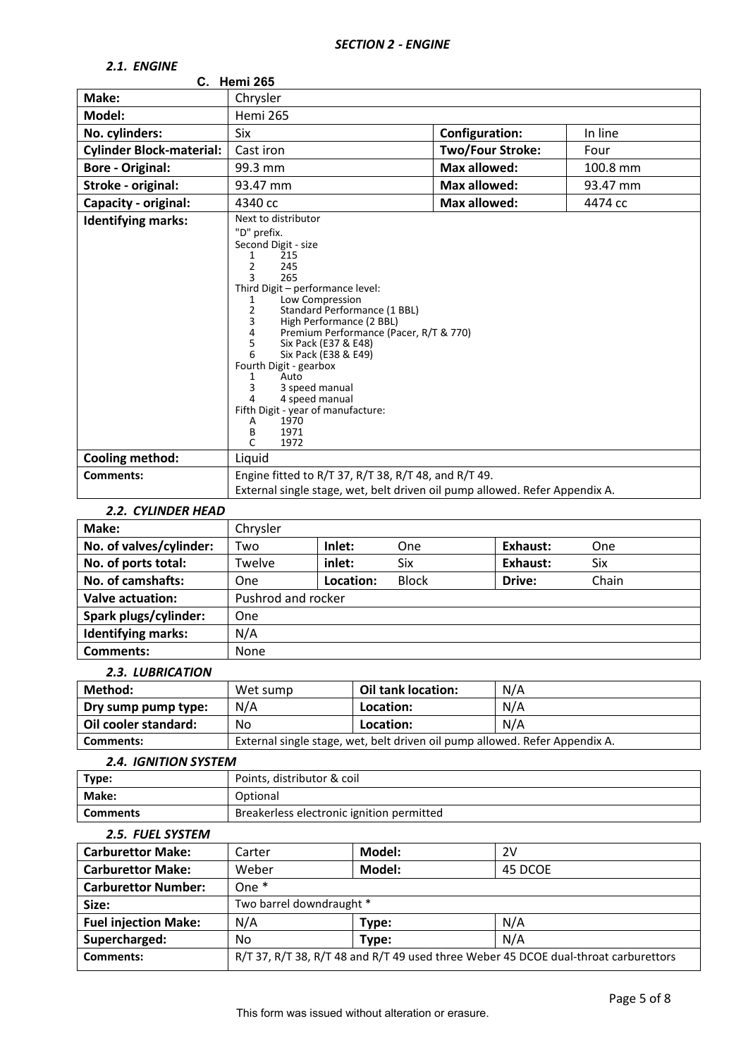## *SECTION 2 - ENGINE*

### *2.1. ENGINE*

**C. Hemi 265**

| | | | |
|---|---|---|---|
| **Make:** | Chrysler | | |
| **Model:** | Hemi 265 | | |
| **No. cylinders:** | Six | **Configuration:** | In line |
| **Cylinder Block-material:** | Cast iron | **Two/Four Stroke:** | Four |
| **Bore - Original:** | 99.3 mm | **Max allowed:** | 100.8 mm |
| **Stroke - original:** | 93.47 mm | **Max allowed:** | 93.47 mm |
| **Capacity - original:** | 4340 cc | **Max allowed:** | 4474 cc |
| **Identifying marks:** | Next to distributor<br>"D" prefix.<br>Second Digit - size<br>1 215<br>2 245<br>3 265<br>Third Digit – performance level:<br>1 Low Compression<br>2 Standard Performance (1 BBL)<br>3 High Performance (2 BBL)<br>4 Premium Performance (Pacer, R/T & 770)<br>5 Six Pack (E37 & E48)<br>6 Six Pack (E38 & E49)<br>Fourth Digit - gearbox<br>1 Auto<br>3 3 speed manual<br>4 4 speed manual<br>Fifth Digit - year of manufacture:<br>A 1970<br>B 1971<br>C 1972 | | |
| **Cooling method:** | Liquid | | |
| **Comments:** | Engine fitted to R/T 37, R/T 38, R/T 48, and R/T 49.<br>External single stage, wet, belt driven oil pump allowed. Refer Appendix A. | | |

### *2.2. CYLINDER HEAD*

| | | | | | |
|---|---|---|---|---|---|
| **Make:** | Chrysler | | | | |
| **No. of valves/cylinder:** | Two | **Inlet:** | One | **Exhaust:** | One |
| **No. of ports total:** | Twelve | **inlet:** | Six | **Exhaust:** | Six |
| **No. of camshafts:** | One | **Location:** | Block | **Drive:** | Chain |
| **Valve actuation:** | Pushrod and rocker | | | | |
| **Spark plugs/cylinder:** | One | | | | |
| **Identifying marks:** | N/A | | | | |
| **Comments:** | None | | | | |

### *2.3. LUBRICATION*

| | | | |
|---|---|---|---|
| **Method:** | Wet sump | **Oil tank location:** | N/A |
| **Dry sump pump type:** | N/A | **Location:** | N/A |
| **Oil cooler standard:** | No | **Location:** | N/A |
| **Comments:** | External single stage, wet, belt driven oil pump allowed. Refer Appendix A. | | |

### *2.4. IGNITION SYSTEM*

| | |
|---|---|
| **Type:** | Points, distributor & coil |
| **Make:** | Optional |
| **Comments** | Breakerless electronic ignition permitted |

### *2.5. FUEL SYSTEM*

| | | | |
|---|---|---|---|
| **Carburettor Make:** | Carter | **Model:** | 2V |
| **Carburettor Make:** | Weber | **Model:** | 45 DCOE |
| **Carburettor Number:** | One * | | |
| **Size:** | Two barrel downdraught * | | |
| **Fuel injection Make:** | N/A | **Type:** | N/A |
| **Supercharged:** | No | **Type:** | N/A |
| **Comments:** | R/T 37, R/T 38, R/T 48 and R/T 49 used three Weber 45 DCOE dual-throat carburettors | | |

This form was issued without alteration or erasure.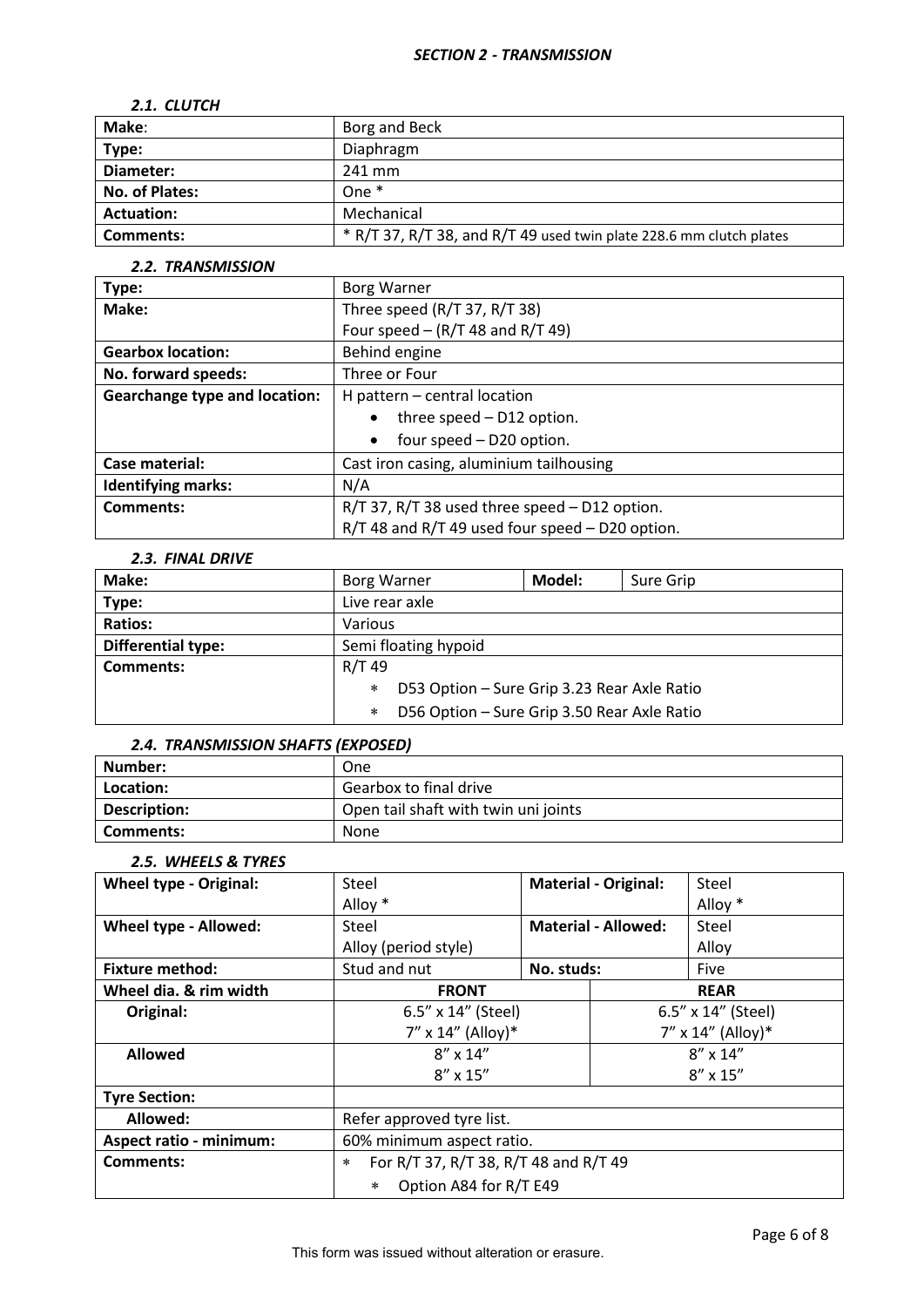## *SECTION 2 - TRANSMISSION*

### *2.1. CLUTCH*

| **Make**: | Borg and Beck |
|---|---|
| **Type:** | Diaphragm |
| **Diameter:** | 241 mm |
| **No. of Plates:** | One * |
| **Actuation:** | Mechanical |
| **Comments:** | * R/T 37, R/T 38, and R/T 49 used twin plate 228.6 mm clutch plates |

### *2.2. TRANSMISSION*

| **Type:** | Borg Warner |
|---|---|
| **Make:** | Three speed (R/T 37, R/T 38)<br>Four speed – (R/T 48 and R/T 49) |
| **Gearbox location:** | Behind engine |
| **No. forward speeds:** | Three or Four |
| **Gearchange type and location:** | H pattern – central location<br>• three speed – D12 option.<br>• four speed – D20 option. |
| **Case material:** | Cast iron casing, aluminium tailhousing |
| **Identifying marks:** | N/A |
| **Comments:** | R/T 37, R/T 38 used three speed – D12 option.<br>R/T 48 and R/T 49 used four speed – D20 option. |

### *2.3. FINAL DRIVE*

| **Make:** | Borg Warner | **Model:** | Sure Grip |
|---|---|---|---|
| **Type:** | Live rear axle | | |
| **Ratios:** | Various | | |
| **Differential type:** | Semi floating hypoid | | |
| **Comments:** | R/T 49<br>* D53 Option – Sure Grip 3.23 Rear Axle Ratio<br>* D56 Option – Sure Grip 3.50 Rear Axle Ratio | | |

### *2.4. TRANSMISSION SHAFTS (EXPOSED)*

| **Number:** | One |
|---|---|
| **Location:** | Gearbox to final drive |
| **Description:** | Open tail shaft with twin uni joints |
| **Comments:** | None |

### *2.5. WHEELS & TYRES*

| **Wheel type - Original:** | Steel<br>Alloy * | **Material - Original:** | Steel<br>Alloy * |
|---|---|---|---|
| **Wheel type - Allowed:** | Steel<br>Alloy (period style) | **Material - Allowed:** | Steel<br>Alloy |
| **Fixture method:** | Stud and nut | **No. studs:** | Five |
| **Wheel dia. & rim width** | **FRONT** | | **REAR** |
| **Original:** | 6.5" x 14" (Steel)<br>7" x 14" (Alloy)* | | 6.5" x 14" (Steel)<br>7" x 14" (Alloy)* |
| **Allowed** | 8" x 14"<br>8" x 15" | | 8" x 14"<br>8" x 15" |
| **Tyre Section:** | | | |
| **Allowed:** | Refer approved tyre list. | | |
| **Aspect ratio - minimum:** | 60% minimum aspect ratio. | | |
| **Comments:** | * For R/T 37, R/T 38, R/T 48 and R/T 49<br>* Option A84 for R/T E49 | | |

This form was issued without alteration or erasure.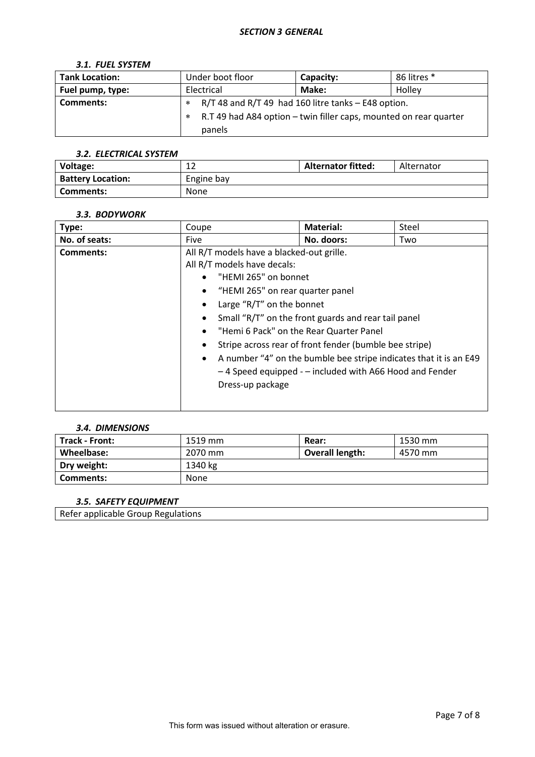## *SECTION 3 GENERAL*

### *3.1. FUEL SYSTEM*

| **Tank Location:** | Under boot floor | **Capacity:** | 86 litres * |
|---|---|---|---|
| **Fuel pump, type:** | Electrical | **Make:** | Holley |
| **Comments:** | * R/T 48 and R/T 49 had 160 litre tanks – E48 option.<br>* R.T 49 had A84 option – twin filler caps, mounted on rear quarter panels | | |

### *3.2. ELECTRICAL SYSTEM*

| **Voltage:** | 12 | **Alternator fitted:** | Alternator |
|---|---|---|---|
| **Battery Location:** | Engine bay | | |
| **Comments:** | None | | |

### *3.3. BODYWORK*

| **Type:** | Coupe | **Material:** | Steel |
|---|---|---|---|
| **No. of seats:** | Five | **No. doors:** | Two |
| **Comments:** | All R/T models have a blacked-out grille.<br>All R/T models have decals:<br>• "HEMI 265" on bonnet<br>• "HEMI 265" on rear quarter panel<br>• Large "R/T" on the bonnet<br>• Small "R/T" on the front guards and rear tail panel<br>• "Hemi 6 Pack" on the Rear Quarter Panel<br>• Stripe across rear of front fender (bumble bee stripe)<br>• A number "4" on the bumble bee stripe indicates that it is an E49 – 4 Speed equipped - – included with A66 Hood and Fender Dress-up package | | |

### *3.4. DIMENSIONS*

| **Track - Front:** | 1519 mm | **Rear:** | 1530 mm |
|---|---|---|---|
| **Wheelbase:** | 2070 mm | **Overall length:** | 4570 mm |
| **Dry weight:** | 1340 kg | | |
| **Comments:** | None | | |

### *3.5. SAFETY EQUIPMENT*

| Refer applicable Group Regulations |
|---|

This form was issued without alteration or erasure.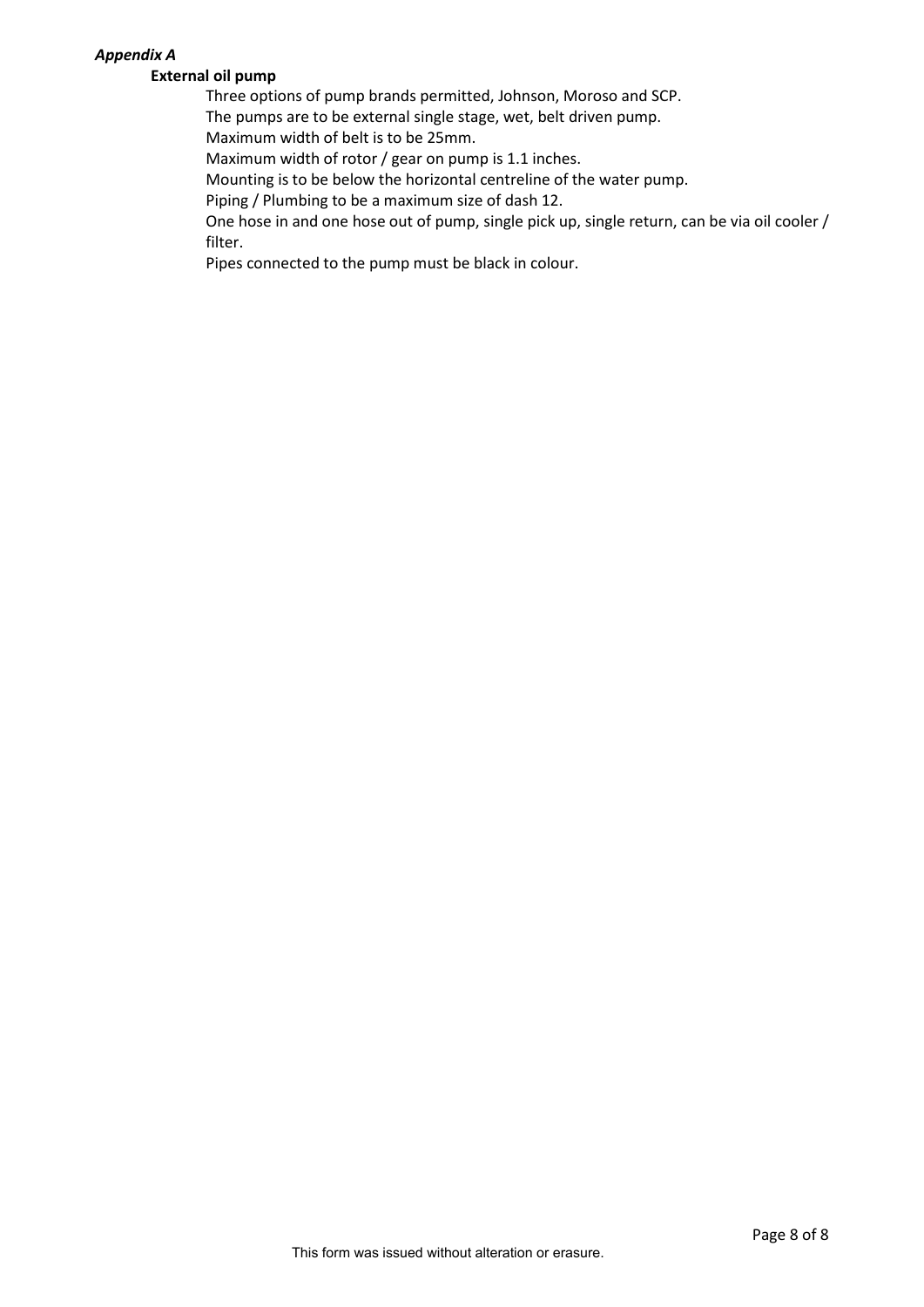*Appendix A*

**External oil pump**

Three options of pump brands permitted, Johnson, Moroso and SCP.

The pumps are to be external single stage, wet, belt driven pump.

Maximum width of belt is to be 25mm.

Maximum width of rotor / gear on pump is 1.1 inches.

Mounting is to be below the horizontal centreline of the water pump.

Piping / Plumbing to be a maximum size of dash 12.

One hose in and one hose out of pump, single pick up, single return, can be via oil cooler / filter.

Pipes connected to the pump must be black in colour.

This form was issued without alteration or erasure.